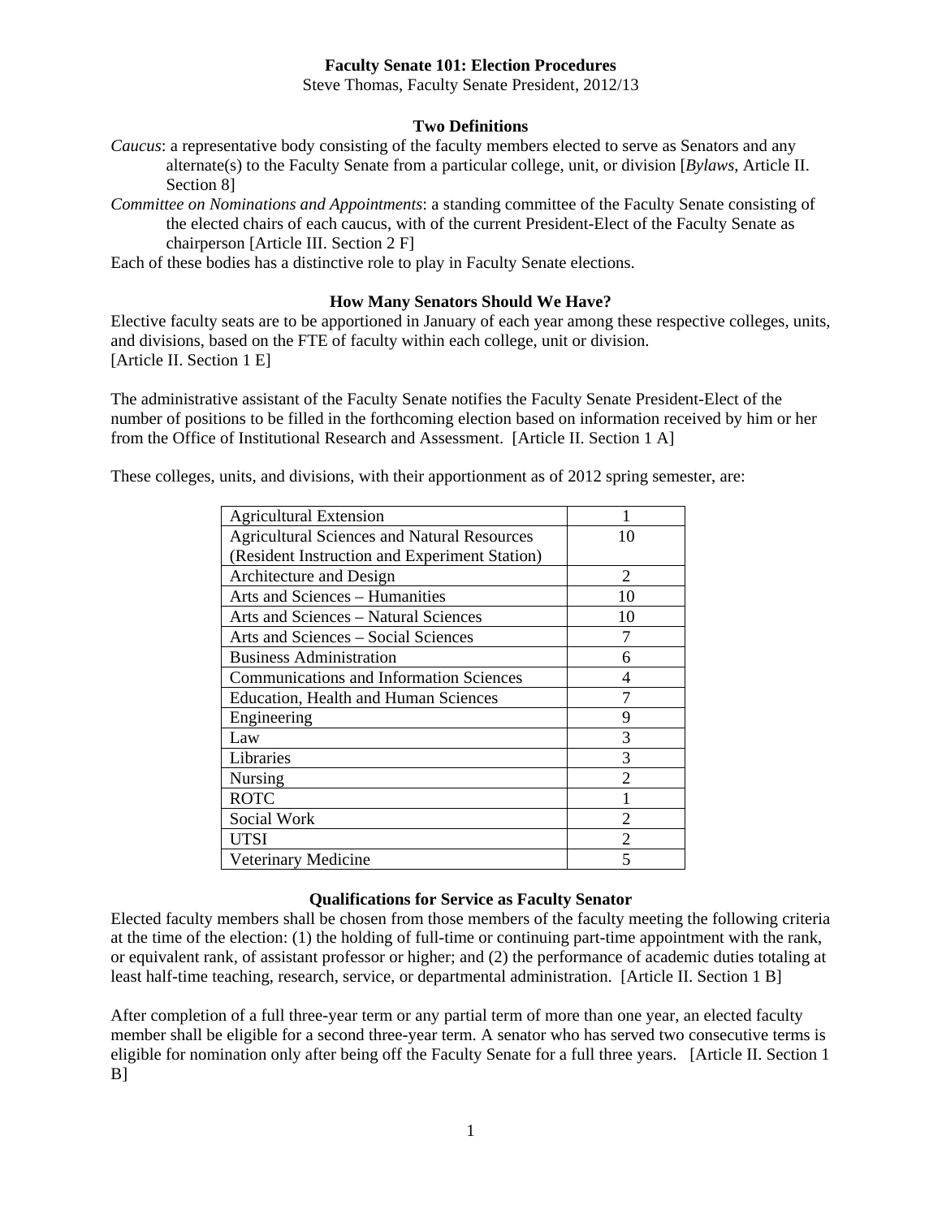# Faculty Senate 101: Election Procedures

Steve Thomas, Faculty Senate President, 2012/13

## Two Definitions

*Caucus*: a representative body consisting of the faculty members elected to serve as Senators and any alternate(s) to the Faculty Senate from a particular college, unit, or division [*Bylaws*, Article II. Section 8]

*Committee on Nominations and Appointments*: a standing committee of the Faculty Senate consisting of the elected chairs of each caucus, with of the current President-Elect of the Faculty Senate as chairperson [Article III. Section 2 F]

Each of these bodies has a distinctive role to play in Faculty Senate elections.

## How Many Senators Should We Have?

Elective faculty seats are to be apportioned in January of each year among these respective colleges, units, and divisions, based on the FTE of faculty within each college, unit or division. [Article II. Section 1 E]

The administrative assistant of the Faculty Senate notifies the Faculty Senate President-Elect of the number of positions to be filled in the forthcoming election based on information received by him or her from the Office of Institutional Research and Assessment. [Article II. Section 1 A]

These colleges, units, and divisions, with their apportionment as of 2012 spring semester, are:

| | |
|---|---|
| Agricultural Extension | 1 |
| Agricultural Sciences and Natural Resources (Resident Instruction and Experiment Station) | 10 |
| Architecture and Design | 2 |
| Arts and Sciences – Humanities | 10 |
| Arts and Sciences – Natural Sciences | 10 |
| Arts and Sciences – Social Sciences | 7 |
| Business Administration | 6 |
| Communications and Information Sciences | 4 |
| Education, Health and Human Sciences | 7 |
| Engineering | 9 |
| Law | 3 |
| Libraries | 3 |
| Nursing | 2 |
| ROTC | 1 |
| Social Work | 2 |
| UTSI | 2 |
| Veterinary Medicine | 5 |

## Qualifications for Service as Faculty Senator

Elected faculty members shall be chosen from those members of the faculty meeting the following criteria at the time of the election: (1) the holding of full-time or continuing part-time appointment with the rank, or equivalent rank, of assistant professor or higher; and (2) the performance of academic duties totaling at least half-time teaching, research, service, or departmental administration. [Article II. Section 1 B]

After completion of a full three-year term or any partial term of more than one year, an elected faculty member shall be eligible for a second three-year term. A senator who has served two consecutive terms is eligible for nomination only after being off the Faculty Senate for a full three years. [Article II. Section 1 B]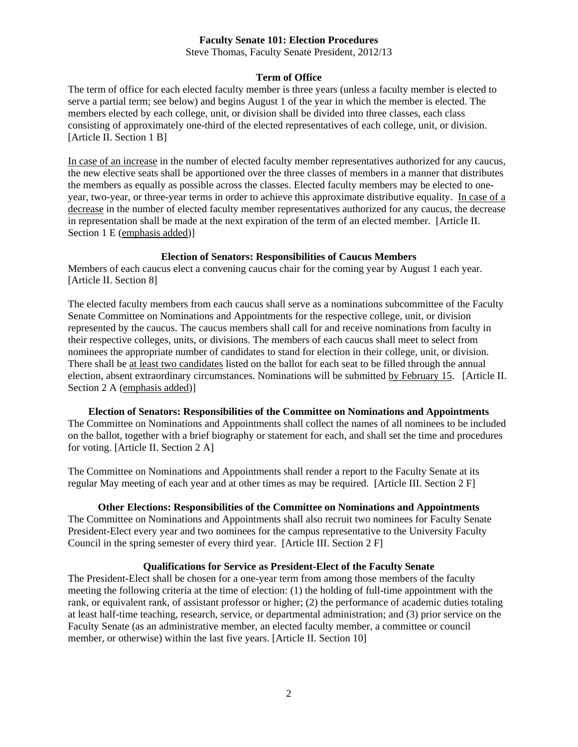**Faculty Senate 101: Election Procedures**

Steve Thomas, Faculty Senate President, 2012/13

## Term of Office

The term of office for each elected faculty member is three years (unless a faculty member is elected to serve a partial term; see below) and begins August 1 of the year in which the member is elected. The members elected by each college, unit, or division shall be divided into three classes, each class consisting of approximately one-third of the elected representatives of each college, unit, or division. [Article II. Section 1 B]

<u>In case of an increase</u> in the number of elected faculty member representatives authorized for any caucus, the new elective seats shall be apportioned over the three classes of members in a manner that distributes the members as equally as possible across the classes. Elected faculty members may be elected to one-year, two-year, or three-year terms in order to achieve this approximate distributive equality. <u>In case of a decrease</u> in the number of elected faculty member representatives authorized for any caucus, the decrease in representation shall be made at the next expiration of the term of an elected member. [Article II. Section 1 E (<u>emphasis added</u>)]

## Election of Senators: Responsibilities of Caucus Members

Members of each caucus elect a convening caucus chair for the coming year by August 1 each year. [Article II. Section 8]

The elected faculty members from each caucus shall serve as a nominations subcommittee of the Faculty Senate Committee on Nominations and Appointments for the respective college, unit, or division represented by the caucus. The caucus members shall call for and receive nominations from faculty in their respective colleges, units, or divisions. The members of each caucus shall meet to select from nominees the appropriate number of candidates to stand for election in their college, unit, or division. There shall be <u>at least two candidates</u> listed on the ballot for each seat to be filled through the annual election, absent extraordinary circumstances. Nominations will be submitted <u>by February 15</u>. [Article II. Section 2 A (<u>emphasis added</u>)]

## Election of Senators: Responsibilities of the Committee on Nominations and Appointments

The Committee on Nominations and Appointments shall collect the names of all nominees to be included on the ballot, together with a brief biography or statement for each, and shall set the time and procedures for voting. [Article II. Section 2 A]

The Committee on Nominations and Appointments shall render a report to the Faculty Senate at its regular May meeting of each year and at other times as may be required. [Article III. Section 2 F]

## Other Elections: Responsibilities of the Committee on Nominations and Appointments

The Committee on Nominations and Appointments shall also recruit two nominees for Faculty Senate President-Elect every year and two nominees for the campus representative to the University Faculty Council in the spring semester of every third year. [Article III. Section 2 F]

## Qualifications for Service as President-Elect of the Faculty Senate

The President-Elect shall be chosen for a one-year term from among those members of the faculty meeting the following criteria at the time of election: (1) the holding of full-time appointment with the rank, or equivalent rank, of assistant professor or higher; (2) the performance of academic duties totaling at least half-time teaching, research, service, or departmental administration; and (3) prior service on the Faculty Senate (as an administrative member, an elected faculty member, a committee or council member, or otherwise) within the last five years. [Article II. Section 10]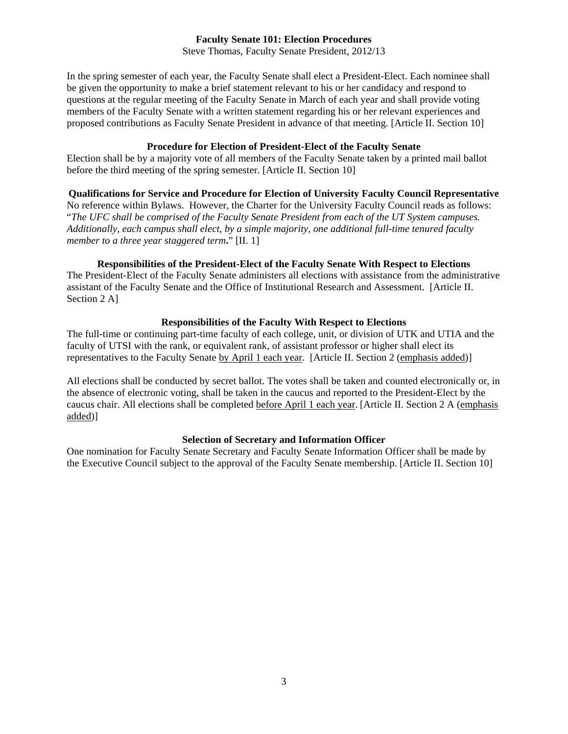**Faculty Senate 101: Election Procedures**

Steve Thomas, Faculty Senate President, 2012/13

In the spring semester of each year, the Faculty Senate shall elect a President-Elect. Each nominee shall be given the opportunity to make a brief statement relevant to his or her candidacy and respond to questions at the regular meeting of the Faculty Senate in March of each year and shall provide voting members of the Faculty Senate with a written statement regarding his or her relevant experiences and proposed contributions as Faculty Senate President in advance of that meeting. [Article II. Section 10]

### Procedure for Election of President-Elect of the Faculty Senate

Election shall be by a majority vote of all members of the Faculty Senate taken by a printed mail ballot before the third meeting of the spring semester. [Article II. Section 10]

### Qualifications for Service and Procedure for Election of University Faculty Council Representative

No reference within Bylaws. However, the Charter for the University Faculty Council reads as follows: "*The UFC shall be comprised of the Faculty Senate President from each of the UT System campuses. Additionally, each campus shall elect, by a simple majority, one additional full-time tenured faculty member to a three year staggered term***.**" [II. 1]

### Responsibilities of the President-Elect of the Faculty Senate With Respect to Elections

The President-Elect of the Faculty Senate administers all elections with assistance from the administrative assistant of the Faculty Senate and the Office of Institutional Research and Assessment. [Article II. Section 2 A]

### Responsibilities of the Faculty With Respect to Elections

The full-time or continuing part-time faculty of each college, unit, or division of UTK and UTIA and the faculty of UTSI with the rank, or equivalent rank, of assistant professor or higher shall elect its representatives to the Faculty Senate <u>by April 1 each year</u>. [Article II. Section 2 (<u>emphasis added</u>)]

All elections shall be conducted by secret ballot. The votes shall be taken and counted electronically or, in the absence of electronic voting, shall be taken in the caucus and reported to the President-Elect by the caucus chair. All elections shall be completed <u>before April 1 each year</u>. [Article II. Section 2 A (<u>emphasis added</u>)]

### Selection of Secretary and Information Officer

One nomination for Faculty Senate Secretary and Faculty Senate Information Officer shall be made by the Executive Council subject to the approval of the Faculty Senate membership. [Article II. Section 10]